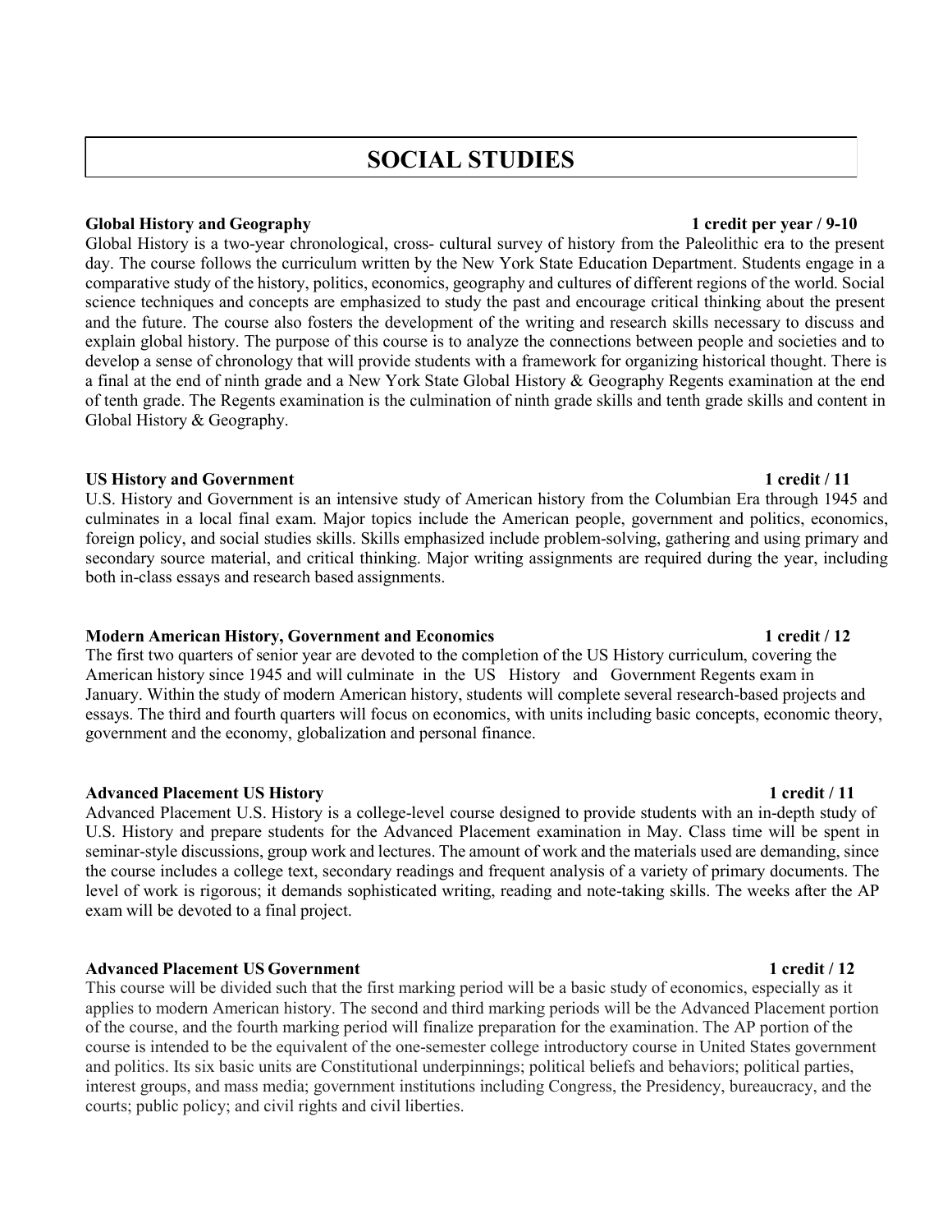# SOCIAL STUDIES

**Global History and Geography** **1 credit per year / 9-10**

Global History is a two-year chronological, cross- cultural survey of history from the Paleolithic era to the present day. The course follows the curriculum written by the New York State Education Department. Students engage in a comparative study of the history, politics, economics, geography and cultures of different regions of the world. Social science techniques and concepts are emphasized to study the past and encourage critical thinking about the present and the future. The course also fosters the development of the writing and research skills necessary to discuss and explain global history. The purpose of this course is to analyze the connections between people and societies and to develop a sense of chronology that will provide students with a framework for organizing historical thought. There is a final at the end of ninth grade and a New York State Global History & Geography Regents examination at the end of tenth grade. The Regents examination is the culmination of ninth grade skills and tenth grade skills and content in Global History & Geography.

**US History and Government** **1 credit / 11**

U.S. History and Government is an intensive study of American history from the Columbian Era through 1945 and culminates in a local final exam. Major topics include the American people, government and politics, economics, foreign policy, and social studies skills. Skills emphasized include problem-solving, gathering and using primary and secondary source material, and critical thinking. Major writing assignments are required during the year, including both in-class essays and research based assignments.

**Modern American History, Government and Economics** **1 credit / 12**

The first two quarters of senior year are devoted to the completion of the US History curriculum, covering the American history since 1945 and will culminate in the US History and Government Regents exam in January. Within the study of modern American history, students will complete several research-based projects and essays. The third and fourth quarters will focus on economics, with units including basic concepts, economic theory, government and the economy, globalization and personal finance.

**Advanced Placement US History** **1 credit / 11**

Advanced Placement U.S. History is a college-level course designed to provide students with an in-depth study of U.S. History and prepare students for the Advanced Placement examination in May. Class time will be spent in seminar-style discussions, group work and lectures. The amount of work and the materials used are demanding, since the course includes a college text, secondary readings and frequent analysis of a variety of primary documents. The level of work is rigorous; it demands sophisticated writing, reading and note-taking skills. The weeks after the AP exam will be devoted to a final project.

**Advanced Placement US Government** **1 credit / 12**

This course will be divided such that the first marking period will be a basic study of economics, especially as it applies to modern American history. The second and third marking periods will be the Advanced Placement portion of the course, and the fourth marking period will finalize preparation for the examination. The AP portion of the course is intended to be the equivalent of the one-semester college introductory course in United States government and politics. Its six basic units are Constitutional underpinnings; political beliefs and behaviors; political parties, interest groups, and mass media; government institutions including Congress, the Presidency, bureaucracy, and the courts; public policy; and civil rights and civil liberties.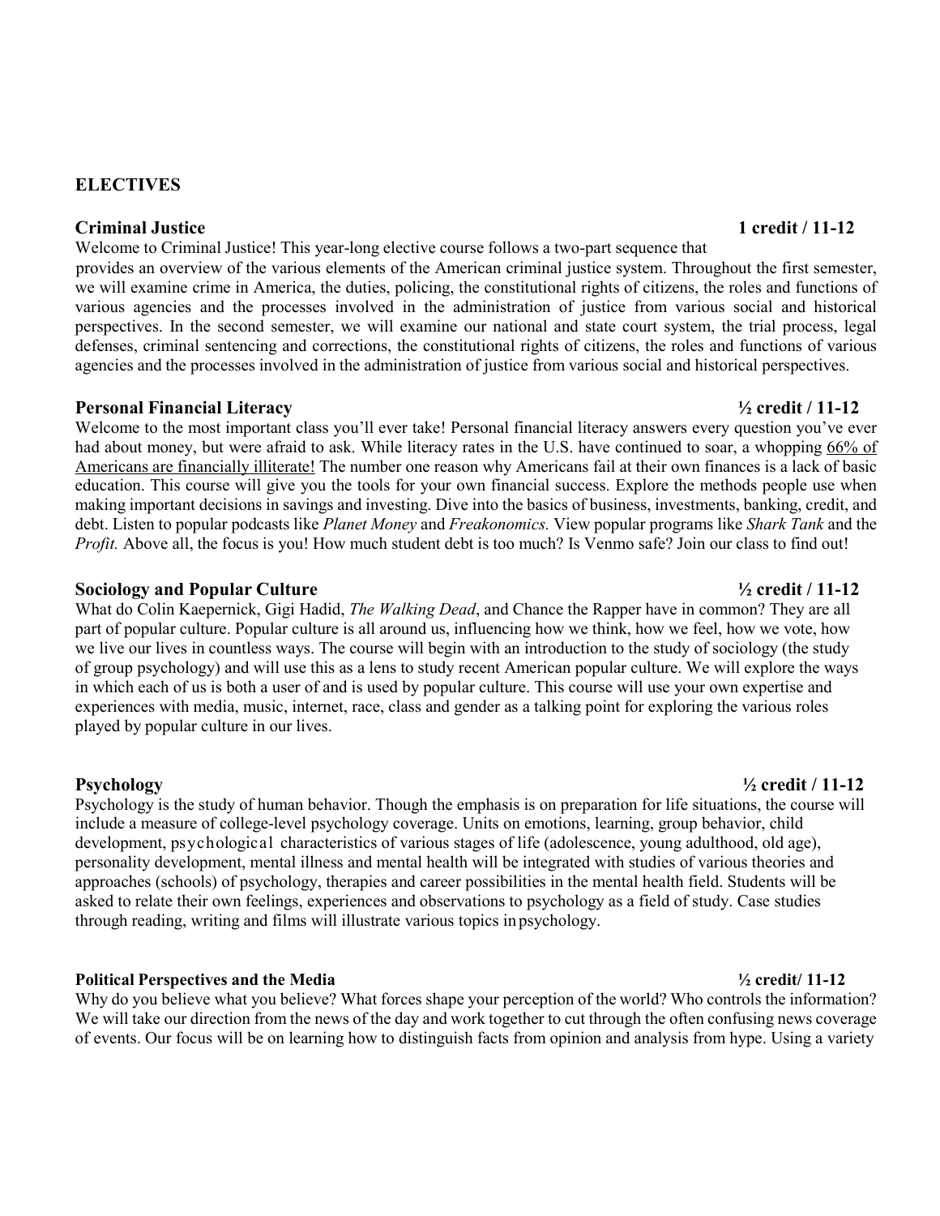## ELECTIVES

### Criminal Justice — 1 credit / 11-12

Welcome to Criminal Justice! This year-long elective course follows a two-part sequence that provides an overview of the various elements of the American criminal justice system. Throughout the first semester, we will examine crime in America, the duties, policing, the constitutional rights of citizens, the roles and functions of various agencies and the processes involved in the administration of justice from various social and historical perspectives. In the second semester, we will examine our national and state court system, the trial process, legal defenses, criminal sentencing and corrections, the constitutional rights of citizens, the roles and functions of various agencies and the processes involved in the administration of justice from various social and historical perspectives.

### Personal Financial Literacy — ½ credit / 11-12

Welcome to the most important class you'll ever take! Personal financial literacy answers every question you've ever had about money, but were afraid to ask. While literacy rates in the U.S. have continued to soar, a whopping 66% of Americans are financially illiterate! The number one reason why Americans fail at their own finances is a lack of basic education. This course will give you the tools for your own financial success. Explore the methods people use when making important decisions in savings and investing. Dive into the basics of business, investments, banking, credit, and debt. Listen to popular podcasts like *Planet Money* and *Freakonomics.* View popular programs like *Shark Tank* and the *Profit.* Above all, the focus is you! How much student debt is too much? Is Venmo safe? Join our class to find out!

### Sociology and Popular Culture — ½ credit / 11-12

What do Colin Kaepernick, Gigi Hadid, *The Walking Dead*, and Chance the Rapper have in common? They are all part of popular culture. Popular culture is all around us, influencing how we think, how we feel, how we vote, how we live our lives in countless ways. The course will begin with an introduction to the study of sociology (the study of group psychology) and will use this as a lens to study recent American popular culture. We will explore the ways in which each of us is both a user of and is used by popular culture. This course will use your own expertise and experiences with media, music, internet, race, class and gender as a talking point for exploring the various roles played by popular culture in our lives.

### Psychology — ½ credit / 11-12

Psychology is the study of human behavior. Though the emphasis is on preparation for life situations, the course will include a measure of college-level psychology coverage. Units on emotions, learning, group behavior, child development, psychological characteristics of various stages of life (adolescence, young adulthood, old age), personality development, mental illness and mental health will be integrated with studies of various theories and approaches (schools) of psychology, therapies and career possibilities in the mental health field. Students will be asked to relate their own feelings, experiences and observations to psychology as a field of study. Case studies through reading, writing and films will illustrate various topics in psychology.

### Political Perspectives and the Media — ½ credit/ 11-12

Why do you believe what you believe? What forces shape your perception of the world? Who controls the information? We will take our direction from the news of the day and work together to cut through the often confusing news coverage of events. Our focus will be on learning how to distinguish facts from opinion and analysis from hype. Using a variety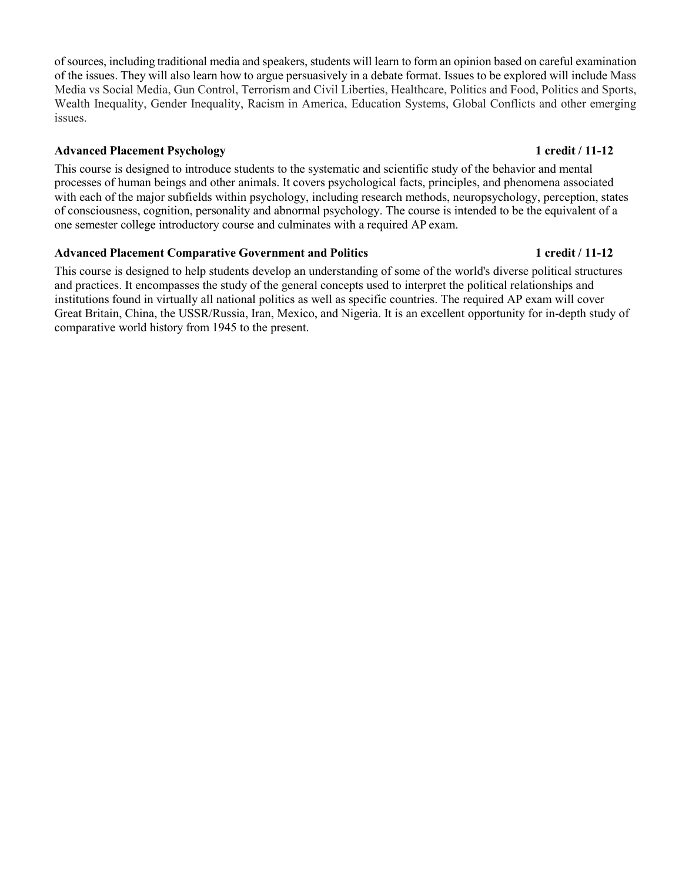of sources, including traditional media and speakers, students will learn to form an opinion based on careful examination of the issues. They will also learn how to argue persuasively in a debate format. Issues to be explored will include Mass Media vs Social Media, Gun Control, Terrorism and Civil Liberties, Healthcare, Politics and Food, Politics and Sports, Wealth Inequality, Gender Inequality, Racism in America, Education Systems, Global Conflicts and other emerging issues.

**Advanced Placement Psychology** **1 credit / 11-12**

This course is designed to introduce students to the systematic and scientific study of the behavior and mental processes of human beings and other animals. It covers psychological facts, principles, and phenomena associated with each of the major subfields within psychology, including research methods, neuropsychology, perception, states of consciousness, cognition, personality and abnormal psychology. The course is intended to be the equivalent of a one semester college introductory course and culminates with a required AP exam.

**Advanced Placement Comparative Government and Politics** **1 credit / 11-12**

This course is designed to help students develop an understanding of some of the world's diverse political structures and practices. It encompasses the study of the general concepts used to interpret the political relationships and institutions found in virtually all national politics as well as specific countries. The required AP exam will cover Great Britain, China, the USSR/Russia, Iran, Mexico, and Nigeria. It is an excellent opportunity for in-depth study of comparative world history from 1945 to the present.